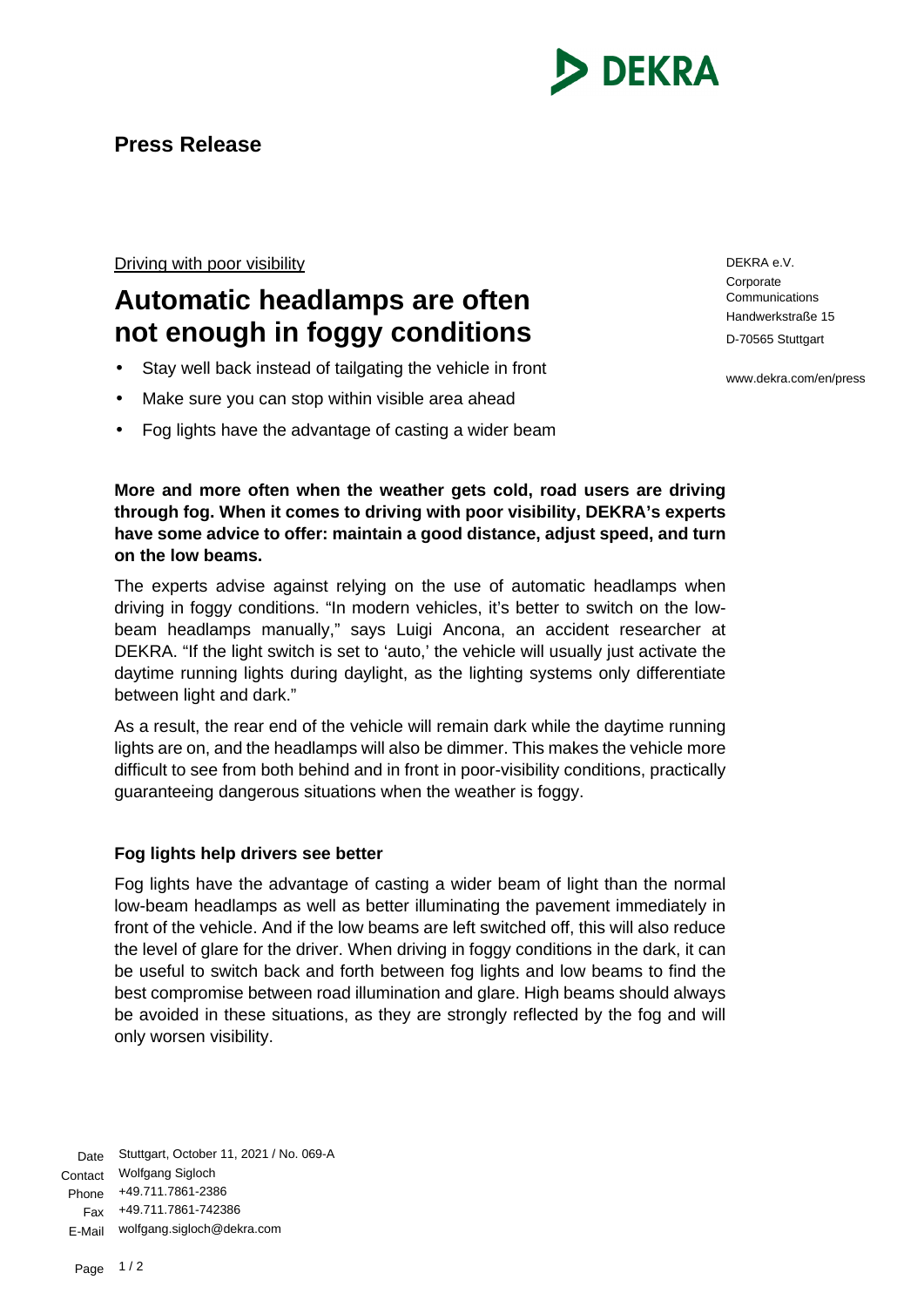**Press Release**

DEKRA e.V.
Corporate Communications
Handwerkstraße 15
D-70565 Stuttgart

www.dekra.com/en/press

Driving with poor visibility

# Automatic headlamps are often not enough in foggy conditions

- Stay well back instead of tailgating the vehicle in front
- Make sure you can stop within visible area ahead
- Fog lights have the advantage of casting a wider beam

**More and more often when the weather gets cold, road users are driving through fog. When it comes to driving with poor visibility, DEKRA's experts have some advice to offer: maintain a good distance, adjust speed, and turn on the low beams.**

The experts advise against relying on the use of automatic headlamps when driving in foggy conditions. "In modern vehicles, it's better to switch on the low-beam headlamps manually," says Luigi Ancona, an accident researcher at DEKRA. "If the light switch is set to 'auto,' the vehicle will usually just activate the daytime running lights during daylight, as the lighting systems only differentiate between light and dark."

As a result, the rear end of the vehicle will remain dark while the daytime running lights are on, and the headlamps will also be dimmer. This makes the vehicle more difficult to see from both behind and in front in poor-visibility conditions, practically guaranteeing dangerous situations when the weather is foggy.

### Fog lights help drivers see better

Fog lights have the advantage of casting a wider beam of light than the normal low-beam headlamps as well as better illuminating the pavement immediately in front of the vehicle. And if the low beams are left switched off, this will also reduce the level of glare for the driver. When driving in foggy conditions in the dark, it can be useful to switch back and forth between fog lights and low beams to find the best compromise between road illumination and glare. High beams should always be avoided in these situations, as they are strongly reflected by the fog and will only worsen visibility.

Date: Stuttgart, October 11, 2021 / No. 069-A
Contact: Wolfgang Sigloch
Phone: +49.711.7861-2386
Fax: +49.711.7861-742386
E-Mail: wolfgang.sigloch@dekra.com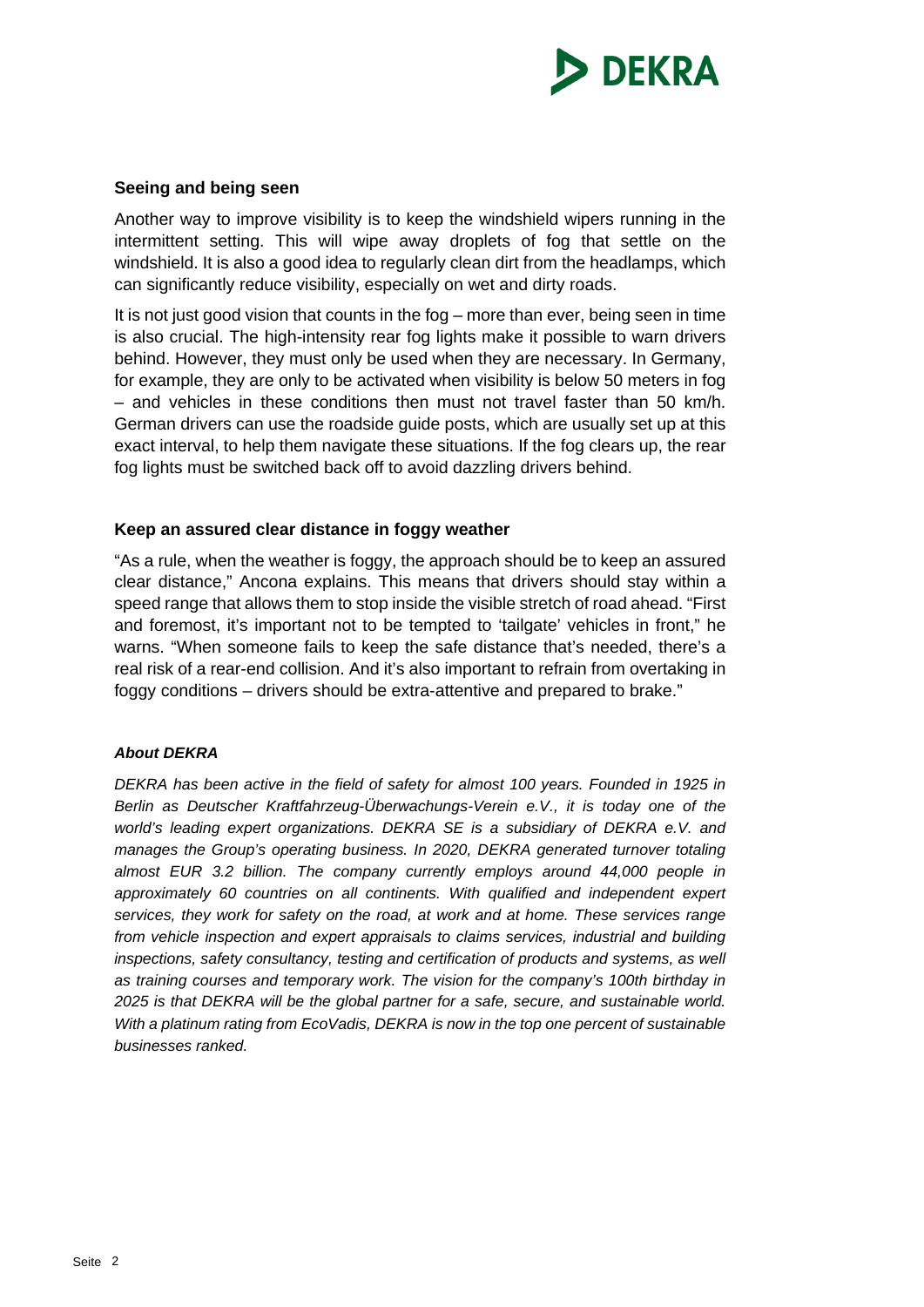## Seeing and being seen

Another way to improve visibility is to keep the windshield wipers running in the intermittent setting. This will wipe away droplets of fog that settle on the windshield. It is also a good idea to regularly clean dirt from the headlamps, which can significantly reduce visibility, especially on wet and dirty roads.

It is not just good vision that counts in the fog – more than ever, being seen in time is also crucial. The high-intensity rear fog lights make it possible to warn drivers behind. However, they must only be used when they are necessary. In Germany, for example, they are only to be activated when visibility is below 50 meters in fog – and vehicles in these conditions then must not travel faster than 50 km/h. German drivers can use the roadside guide posts, which are usually set up at this exact interval, to help them navigate these situations. If the fog clears up, the rear fog lights must be switched back off to avoid dazzling drivers behind.

## Keep an assured clear distance in foggy weather

"As a rule, when the weather is foggy, the approach should be to keep an assured clear distance," Ancona explains. This means that drivers should stay within a speed range that allows them to stop inside the visible stretch of road ahead. "First and foremost, it's important not to be tempted to 'tailgate' vehicles in front," he warns. "When someone fails to keep the safe distance that's needed, there's a real risk of a rear-end collision. And it's also important to refrain from overtaking in foggy conditions – drivers should be extra-attentive and prepared to brake."

### *About DEKRA*

*DEKRA has been active in the field of safety for almost 100 years. Founded in 1925 in Berlin as Deutscher Kraftfahrzeug-Überwachungs-Verein e.V., it is today one of the world's leading expert organizations. DEKRA SE is a subsidiary of DEKRA e.V. and manages the Group's operating business. In 2020, DEKRA generated turnover totaling almost EUR 3.2 billion. The company currently employs around 44,000 people in approximately 60 countries on all continents. With qualified and independent expert services, they work for safety on the road, at work and at home. These services range from vehicle inspection and expert appraisals to claims services, industrial and building inspections, safety consultancy, testing and certification of products and systems, as well as training courses and temporary work. The vision for the company's 100th birthday in 2025 is that DEKRA will be the global partner for a safe, secure, and sustainable world. With a platinum rating from EcoVadis, DEKRA is now in the top one percent of sustainable businesses ranked.*